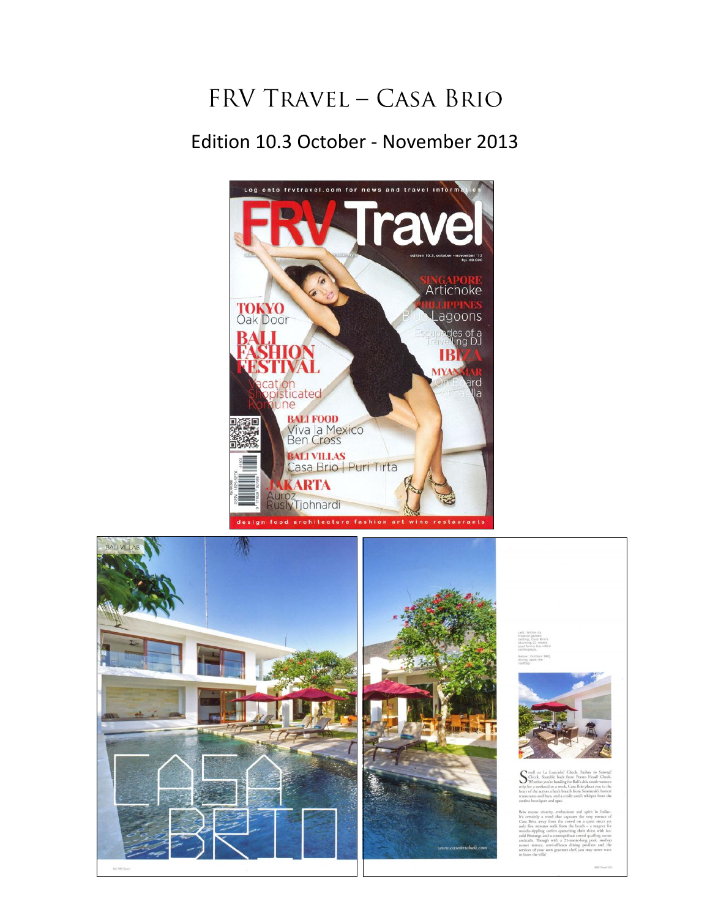# FRV Travel – Casa Brio

## Edition 10.3 October - November 2013

Log onto frvtravel.com for news and travel information

# FRV Travel

edition 10.3, october - november '13
Rp. 60.000

**SINGAPORE**
Artichoke

**PHILLIPINES**
Blue Lagoons

Escapades of a Travelling DJ

**IBIZA**

**MYANMAR**
On Board Orcaella

**TOKYO**
Oak Door

**BALI FASHION FESTIVAL**

Vacation
Shopisticated
Komune

**BALI FOOD**
Viva la Mexico
Ben Cross

**BALI VILLAS**
Casa Brio | Puri Tirta

**JAKARTA**
Auroz
Rusly Tjohnardi

design food architecture fashion art wine restaurants

---

BALI VILLAS

# CASA BRIO

www.casabriobali.com

Left: Within its tropical garden setting, Casa Brio's stunning 21-metre pool forms the villa's centrepiece.

Below: Outdoor BBQ dining upon the rooftop.

Stroll to La Lucciola? Check. Sashay to Sarong? Check. Stumble back from Potato Head? Check. Whether you're heading for Bali's chic south-western strip for a weekend or a week, Casa Brio places you in the heart of the action a hen's breath from Seminyak's hottest restaurants and bars, and a credit card's whisper from the coolest boutiques and spas.

Brio means vivacity, enthusiasm and spirit in Italian. It's certainly a word that captures the very essence of Casa Brio, away from the crowd on a quiet street yet only five minutes walk from the beach – a magnet for muscle-rippling surfers quenching their thirst with ice-cold Bintangs and a cosmopolitan crowd quaffing sunset cocktails. Though with a 21-metre-long pool, rooftop sunset terrace, semi-alfresco dining pavilion and the services of your own gourmet chef, you may never want to leave the villa!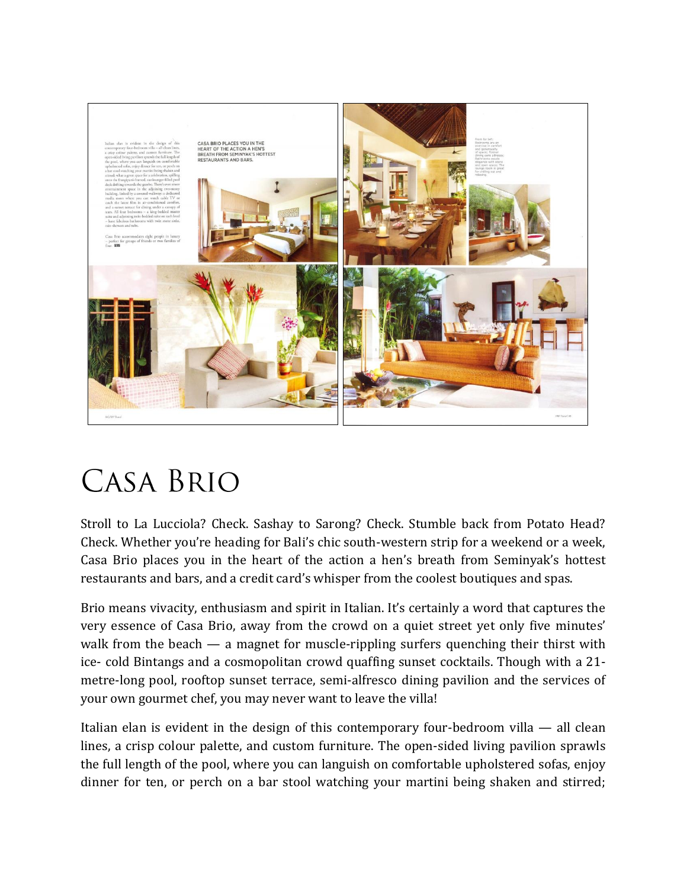# Casa Brio

Stroll to La Lucciola? Check. Sashay to Sarong? Check. Stumble back from Potato Head? Check. Whether you're heading for Bali's chic south-western strip for a weekend or a week, Casa Brio places you in the heart of the action a hen's breath from Seminyak's hottest restaurants and bars, and a credit card's whisper from the coolest boutiques and spas.

Brio means vivacity, enthusiasm and spirit in Italian. It's certainly a word that captures the very essence of Casa Brio, away from the crowd on a quiet street yet only five minutes' walk from the beach — a magnet for muscle-rippling surfers quenching their thirst with ice- cold Bintangs and a cosmopolitan crowd quaffing sunset cocktails. Though with a 21-metre-long pool, rooftop sunset terrace, semi-alfresco dining pavilion and the services of your own gourmet chef, you may never want to leave the villa!

Italian elan is evident in the design of this contemporary four-bedroom villa — all clean lines, a crisp colour palette, and custom furniture. The open-sided living pavilion sprawls the full length of the pool, where you can languish on comfortable upholstered sofas, enjoy dinner for ten, or perch on a bar stool watching your martini being shaken and stirred;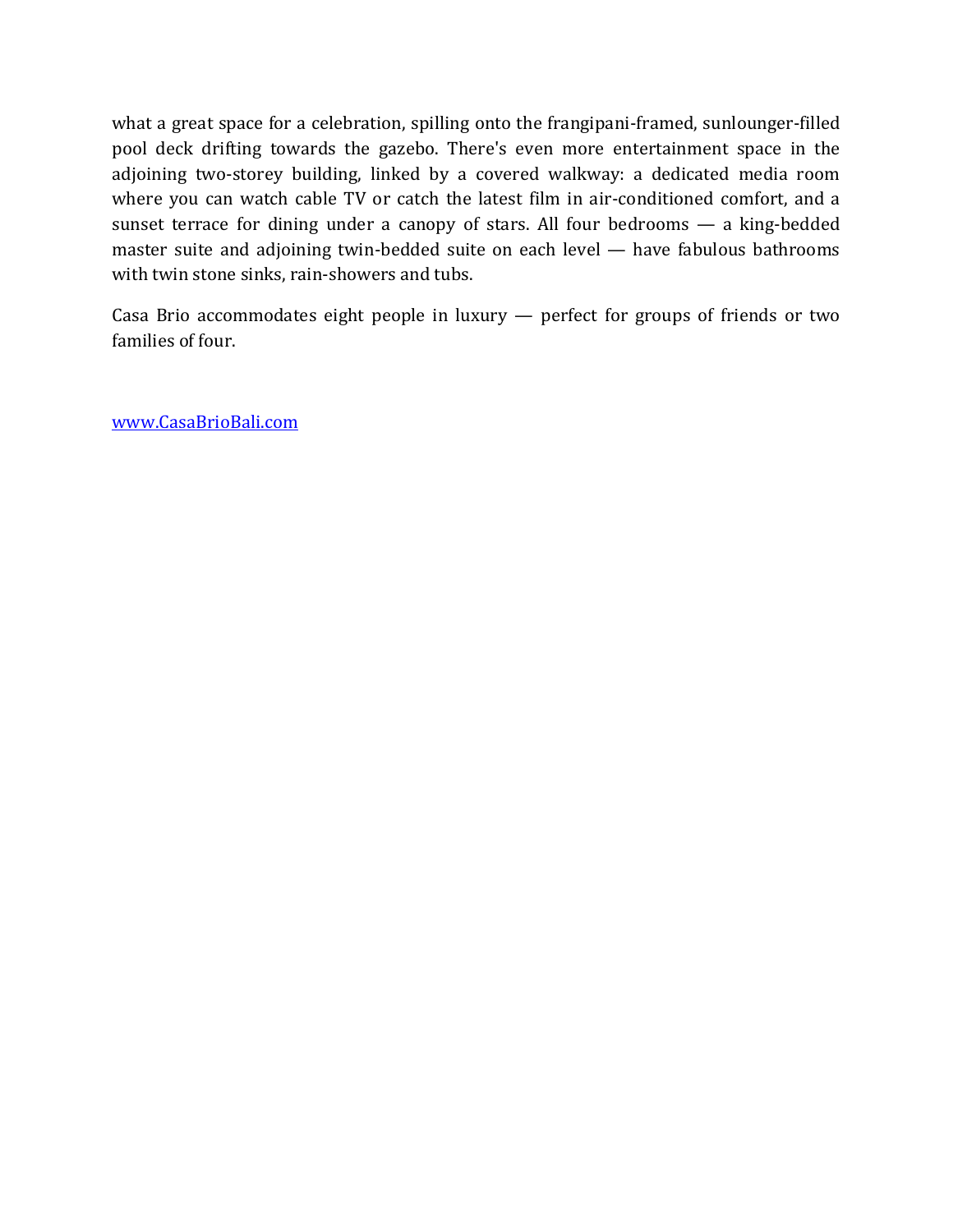what a great space for a celebration, spilling onto the frangipani-framed, sunlounger-filled pool deck drifting towards the gazebo. There's even more entertainment space in the adjoining two-storey building, linked by a covered walkway: a dedicated media room where you can watch cable TV or catch the latest film in air-conditioned comfort, and a sunset terrace for dining under a canopy of stars. All four bedrooms — a king-bedded master suite and adjoining twin-bedded suite on each level — have fabulous bathrooms with twin stone sinks, rain-showers and tubs.

Casa Brio accommodates eight people in luxury — perfect for groups of friends or two families of four.

[www.CasaBrioBali.com](http://www.CasaBrioBali.com)